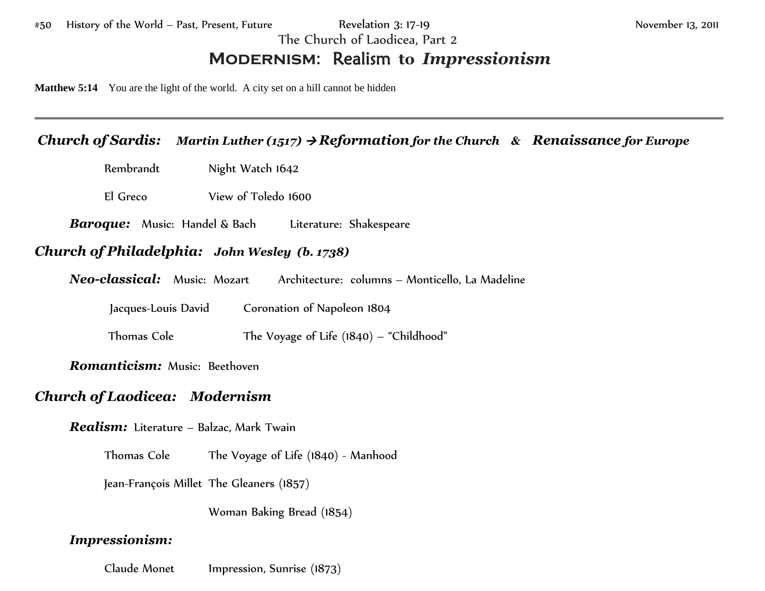#50 History of the World – Past, Present, Future Revelation 3: 17-19 November 13, 2011

The Church of Laodicea, Part 2

# MODERNISM: Realism to *Impressionism*

**Matthew 5:14** You are the light of the world. A city set on a hill cannot be hidden

---

## *Church of Sardis:* *Martin Luther (1517)* → *Reformation for the Church* & *Renaissance for Europe*

Rembrandt Night Watch 1642

El Greco View of Toledo 1600

***Baroque:*** Music: Handel & Bach Literature: Shakespeare

## *Church of Philadelphia:* *John Wesley (b. 1738)*

***Neo-classical:*** Music: Mozart Architecture: columns – Monticello, La Madeline

Jacques-Louis David Coronation of Napoleon 1804

Thomas Cole The Voyage of Life (1840) – "Childhood"

***Romanticism:*** Music: Beethoven

## *Church of Laodicea:* *Modernism*

***Realism:*** Literature – Balzac, Mark Twain

Thomas Cole The Voyage of Life (1840) - Manhood

Jean-François Millet The Gleaners (1857)

Woman Baking Bread (1854)

***Impressionism:***

Claude Monet Impression, Sunrise (1873)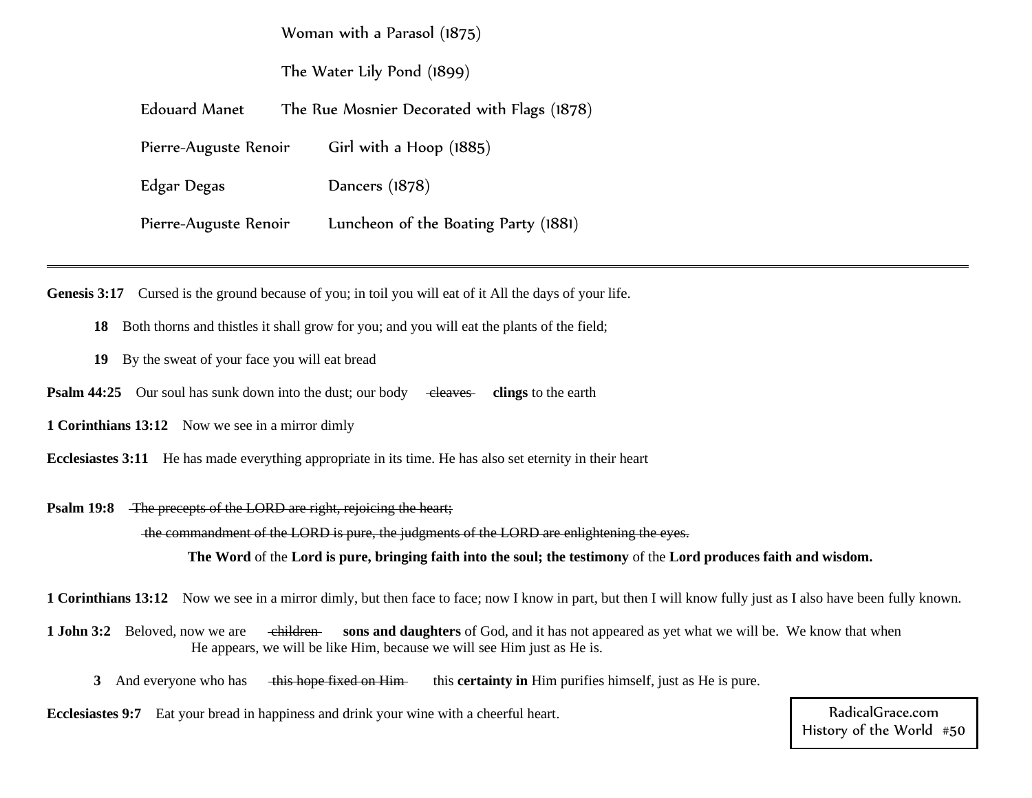Woman with a Parasol (1875)

The Water Lily Pond (1899)

| | |
|---|---|
| Edouard Manet | The Rue Mosnier Decorated with Flags (1878) |
| Pierre-Auguste Renoir | Girl with a Hoop (1885) |
| Edgar Degas | Dancers (1878) |
| Pierre-Auguste Renoir | Luncheon of the Boating Party (1881) |

---

**Genesis 3:17** Cursed is the ground because of you; in toil you will eat of it All the days of your life.

**18** Both thorns and thistles it shall grow for you; and you will eat the plants of the field;

**19** By the sweat of your face you will eat bread

**Psalm 44:25** Our soul has sunk down into the dust; our body ~~cleaves~~ **clings** to the earth

**1 Corinthians 13:12** Now we see in a mirror dimly

**Ecclesiastes 3:11** He has made everything appropriate in its time. He has also set eternity in their heart

**Psalm 19:8** ~~The precepts of the LORD are right, rejoicing the heart;~~

~~the commandment of the LORD is pure, the judgments of the LORD are enlightening the eyes.~~

**The Word** of the **Lord is pure, bringing faith into the soul; the testimony** of the **Lord produces faith and wisdom.**

**1 Corinthians 13:12** Now we see in a mirror dimly, but then face to face; now I know in part, but then I will know fully just as I also have been fully known.

**1 John 3:2** Beloved, now we are ~~children~~ **sons and daughters** of God, and it has not appeared as yet what we will be. We know that when He appears, we will be like Him, because we will see Him just as He is.

**3** And everyone who has ~~this hope fixed on Him~~ this **certainty in** Him purifies himself, just as He is pure.

**Ecclesiastes 9:7** Eat your bread in happiness and drink your wine with a cheerful heart.

RadicalGrace.com
History of the World #50